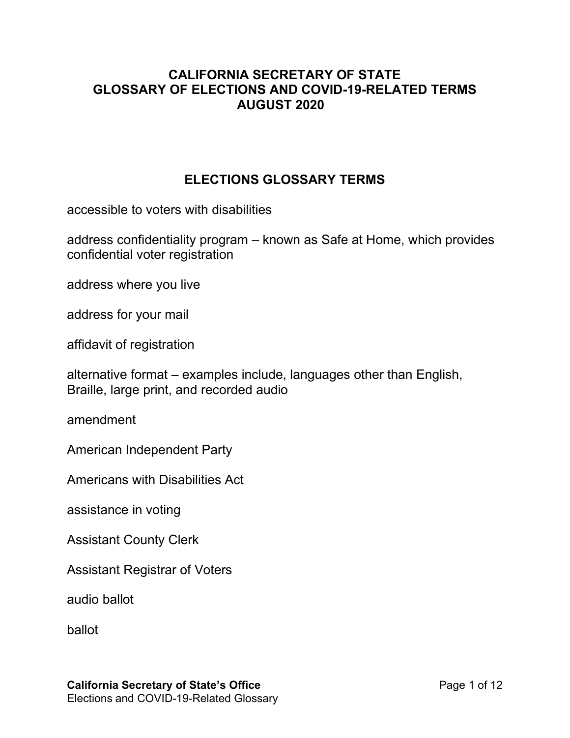# CALIFORNIA SECRETARY OF STATE
# GLOSSARY OF ELECTIONS AND COVID-19-RELATED TERMS
# AUGUST 2020

## ELECTIONS GLOSSARY TERMS

accessible to voters with disabilities

address confidentiality program – known as Safe at Home, which provides confidential voter registration

address where you live

address for your mail

affidavit of registration

alternative format – examples include, languages other than English, Braille, large print, and recorded audio

amendment

American Independent Party

Americans with Disabilities Act

assistance in voting

Assistant County Clerk

Assistant Registrar of Voters

audio ballot

ballot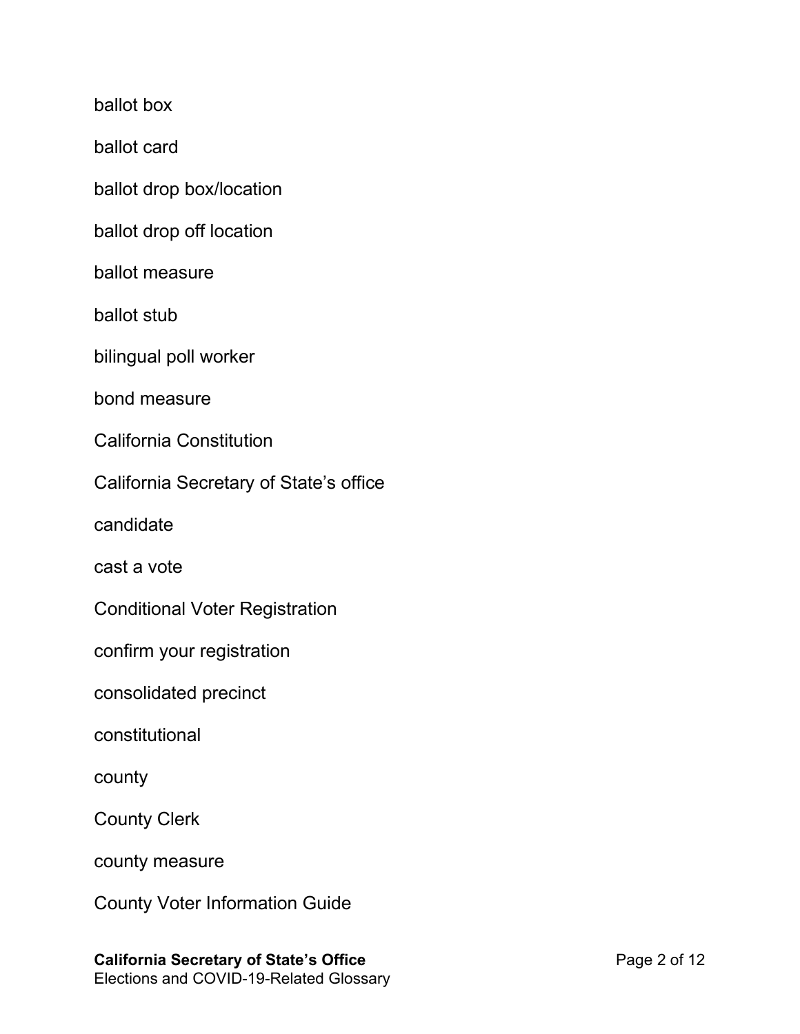ballot box

ballot card

ballot drop box/location

ballot drop off location

ballot measure

ballot stub

bilingual poll worker

bond measure

California Constitution

California Secretary of State's office

candidate

cast a vote

Conditional Voter Registration

confirm your registration

consolidated precinct

constitutional

county

County Clerk

county measure

County Voter Information Guide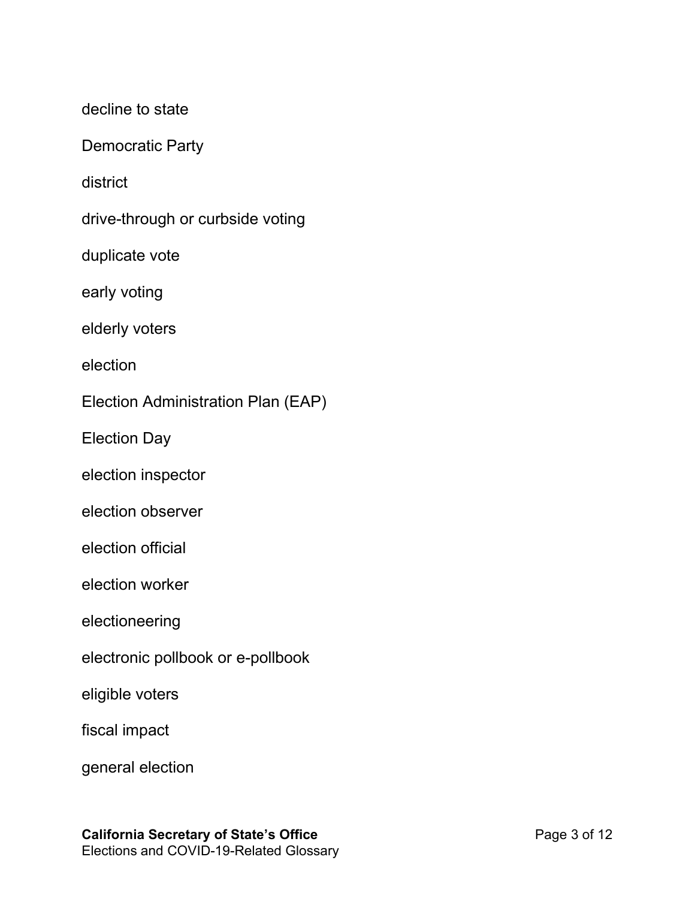decline to state

Democratic Party

district

drive-through or curbside voting

duplicate vote

early voting

elderly voters

election

Election Administration Plan (EAP)

Election Day

election inspector

election observer

election official

election worker

electioneering

electronic pollbook or e-pollbook

eligible voters

fiscal impact

general election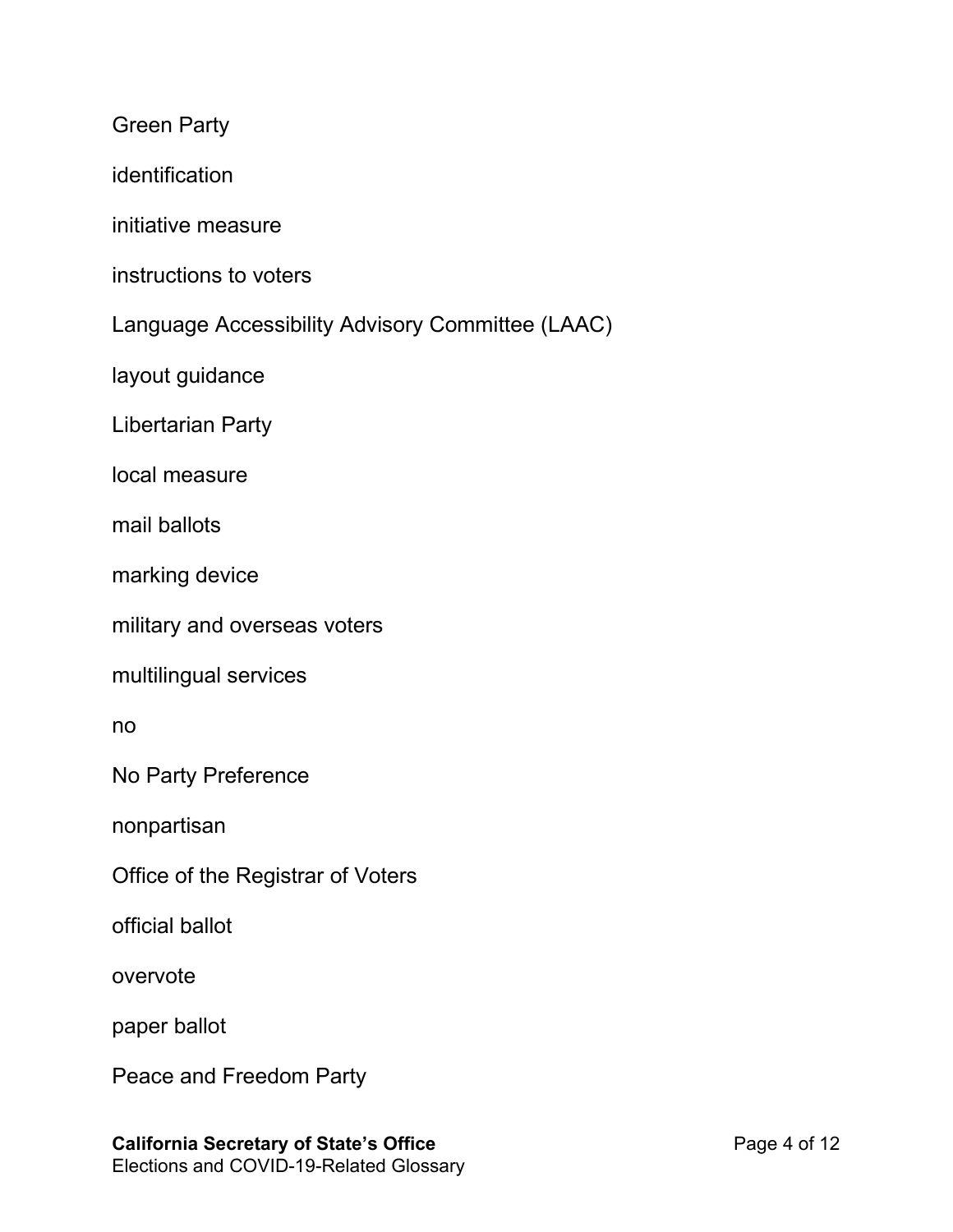Green Party

identification

initiative measure

instructions to voters

Language Accessibility Advisory Committee (LAAC)

layout guidance

Libertarian Party

local measure

mail ballots

marking device

military and overseas voters

multilingual services

no

No Party Preference

nonpartisan

Office of the Registrar of Voters

official ballot

overvote

paper ballot

Peace and Freedom Party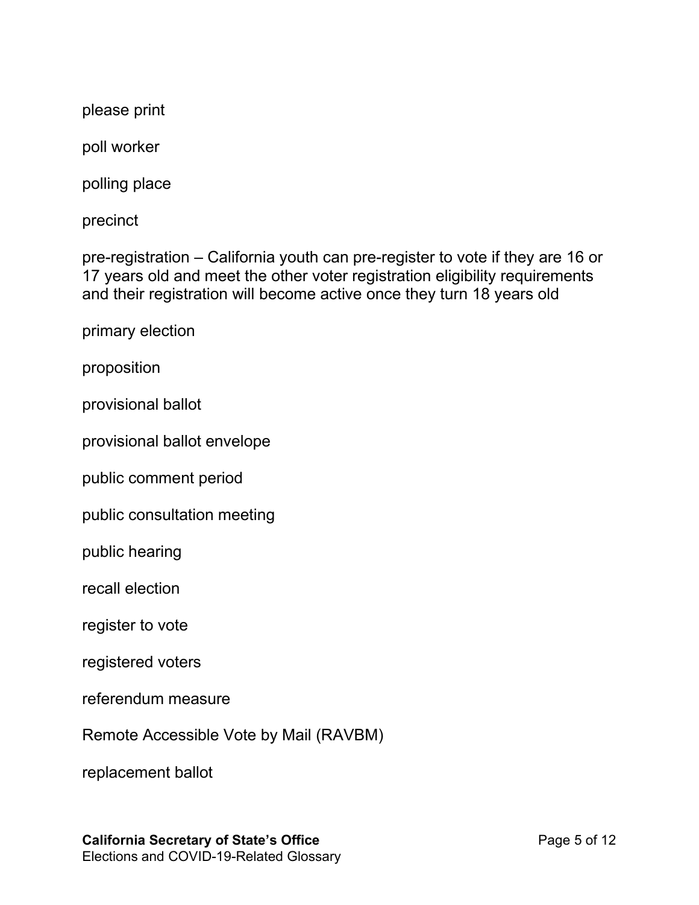please print

poll worker

polling place

precinct

pre-registration – California youth can pre-register to vote if they are 16 or 17 years old and meet the other voter registration eligibility requirements and their registration will become active once they turn 18 years old

primary election

proposition

provisional ballot

provisional ballot envelope

public comment period

public consultation meeting

public hearing

recall election

register to vote

registered voters

referendum measure

Remote Accessible Vote by Mail (RAVBM)

replacement ballot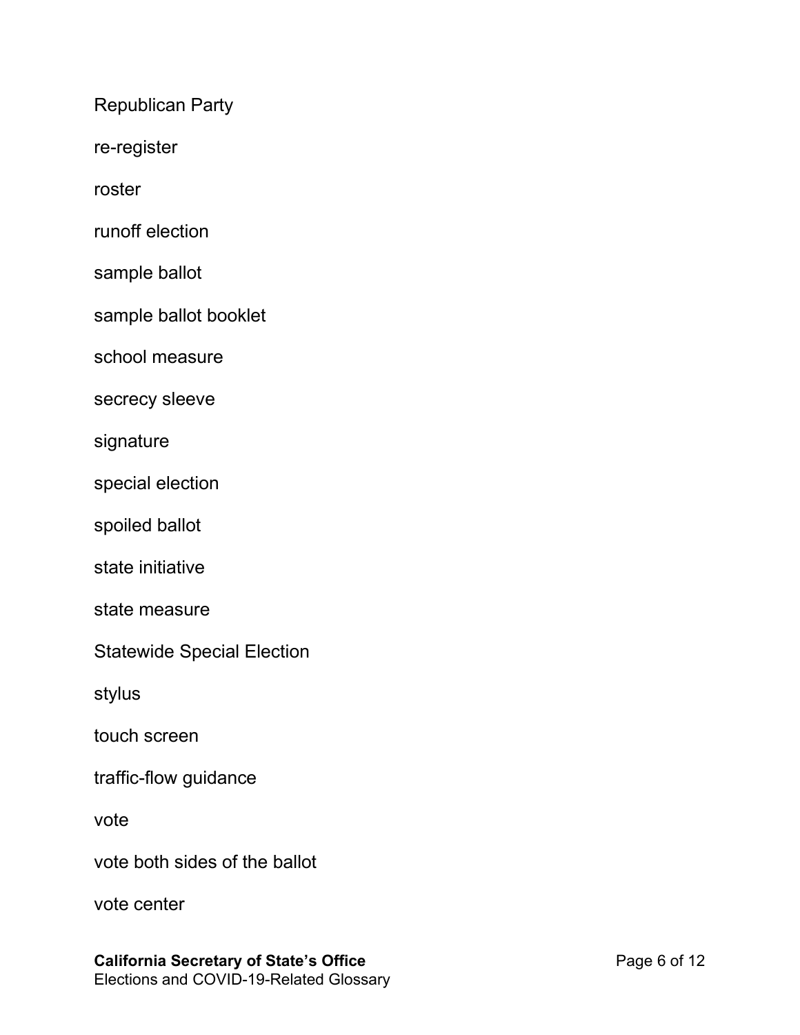Republican Party

re-register

roster

runoff election

sample ballot

sample ballot booklet

school measure

secrecy sleeve

signature

special election

spoiled ballot

state initiative

state measure

Statewide Special Election

stylus

touch screen

traffic-flow guidance

vote

vote both sides of the ballot

vote center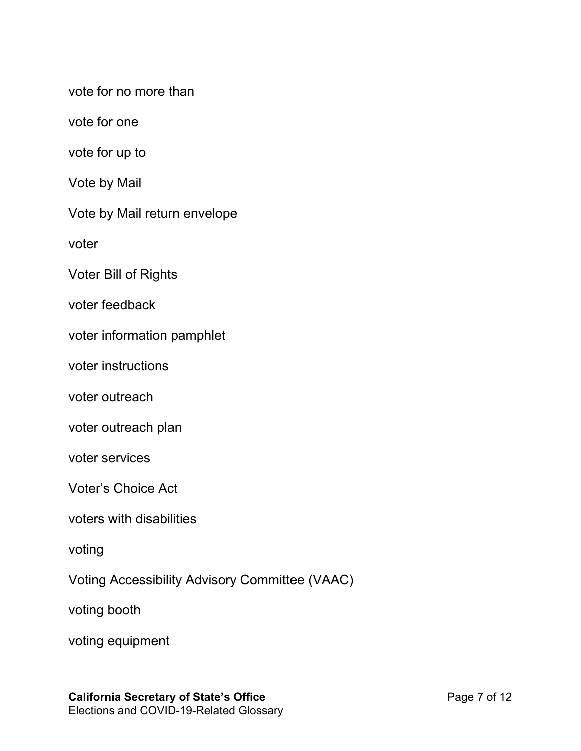vote for no more than

vote for one

vote for up to

Vote by Mail

Vote by Mail return envelope

voter

Voter Bill of Rights

voter feedback

voter information pamphlet

voter instructions

voter outreach

voter outreach plan

voter services

Voter’s Choice Act

voters with disabilities

voting

Voting Accessibility Advisory Committee (VAAC)

voting booth

voting equipment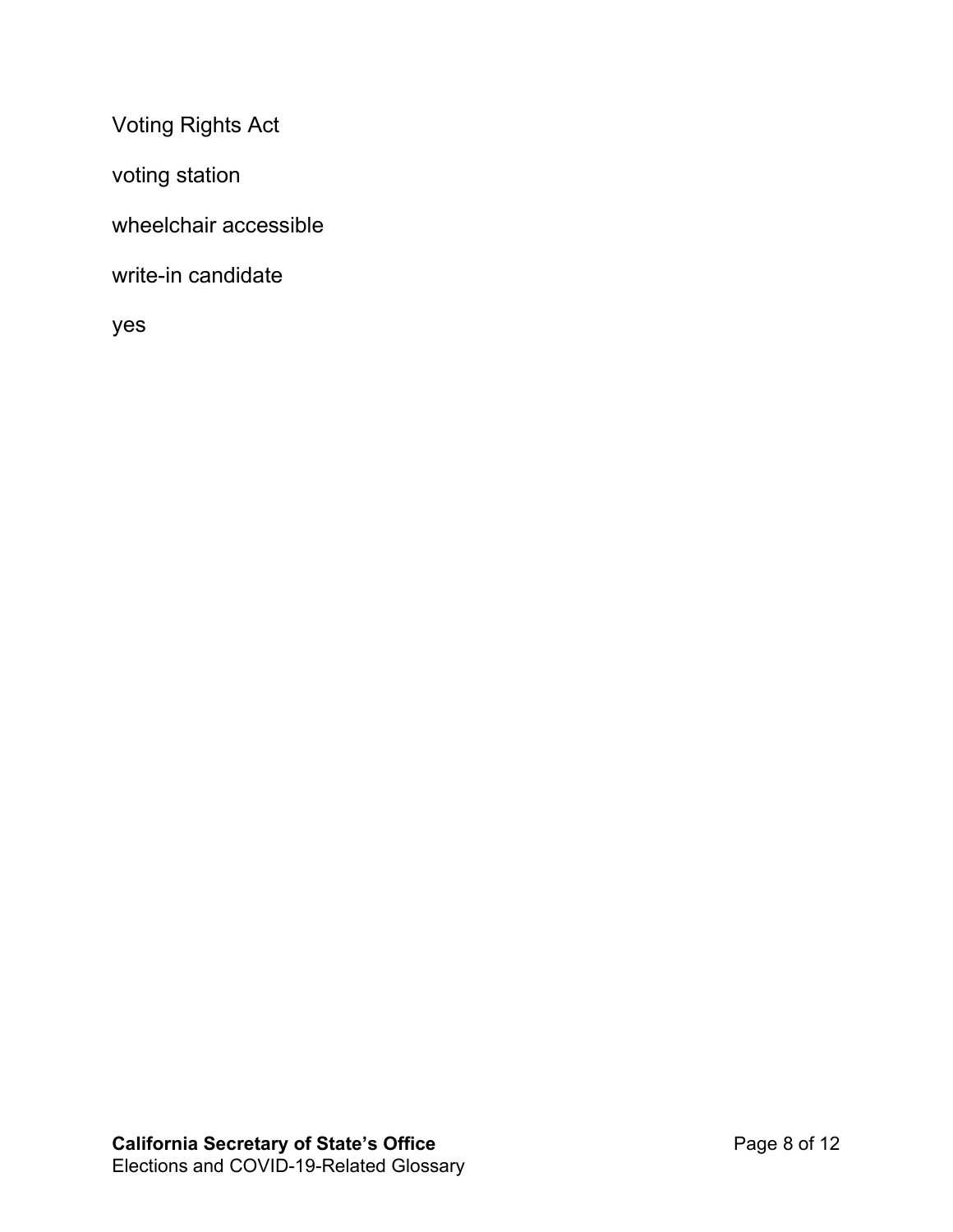Voting Rights Act

voting station

wheelchair accessible

write-in candidate

yes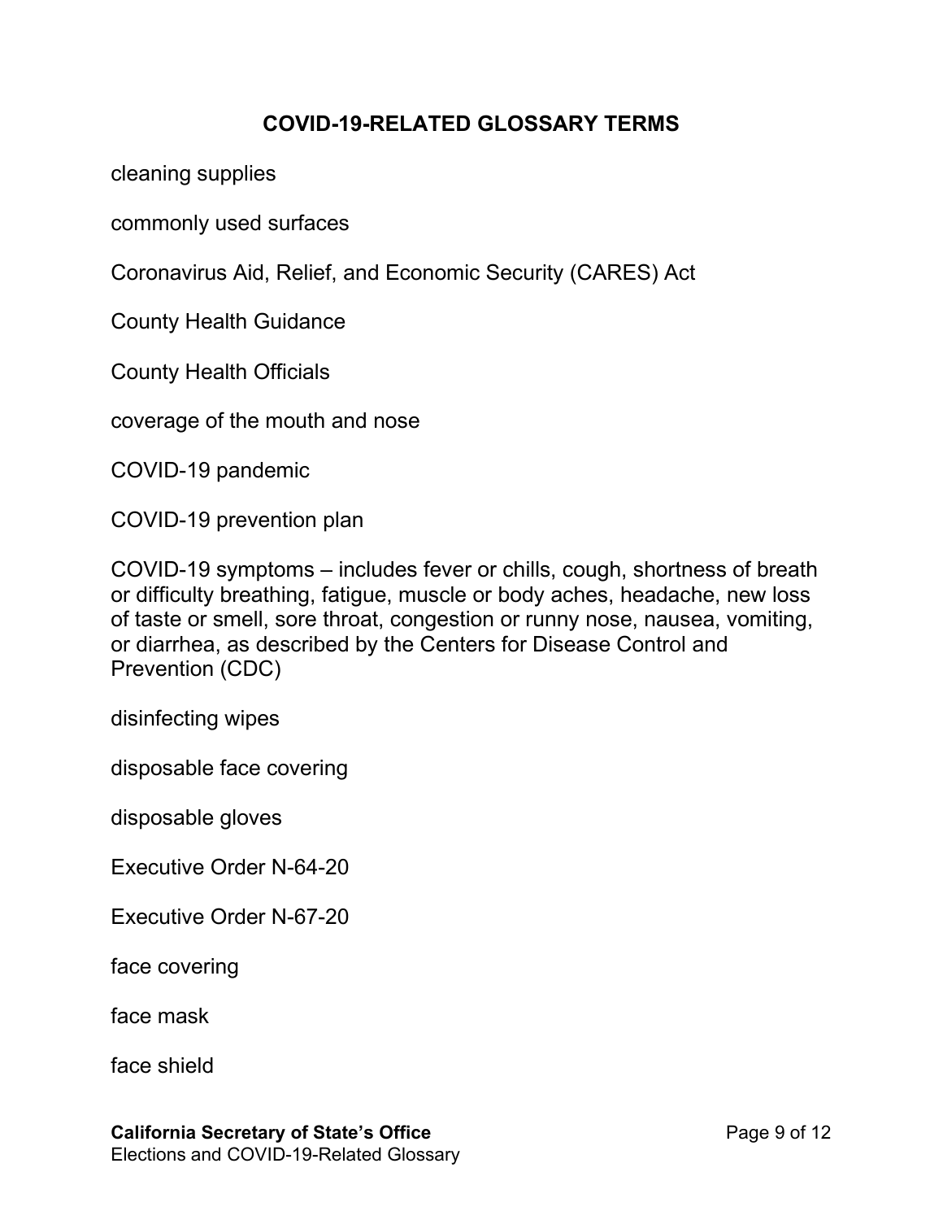## COVID-19-RELATED GLOSSARY TERMS

cleaning supplies

commonly used surfaces

Coronavirus Aid, Relief, and Economic Security (CARES) Act

County Health Guidance

County Health Officials

coverage of the mouth and nose

COVID-19 pandemic

COVID-19 prevention plan

COVID-19 symptoms – includes fever or chills, cough, shortness of breath or difficulty breathing, fatigue, muscle or body aches, headache, new loss of taste or smell, sore throat, congestion or runny nose, nausea, vomiting, or diarrhea, as described by the Centers for Disease Control and Prevention (CDC)

disinfecting wipes

disposable face covering

disposable gloves

Executive Order N-64-20

Executive Order N-67-20

face covering

face mask

face shield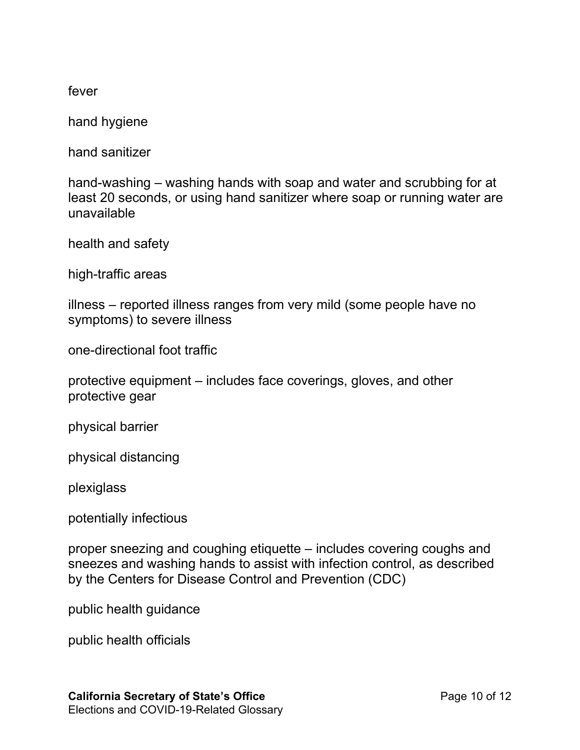fever

hand hygiene

hand sanitizer

hand-washing – washing hands with soap and water and scrubbing for at least 20 seconds, or using hand sanitizer where soap or running water are unavailable

health and safety

high-traffic areas

illness – reported illness ranges from very mild (some people have no symptoms) to severe illness

one-directional foot traffic

protective equipment – includes face coverings, gloves, and other protective gear

physical barrier

physical distancing

plexiglass

potentially infectious

proper sneezing and coughing etiquette – includes covering coughs and sneezes and washing hands to assist with infection control, as described by the Centers for Disease Control and Prevention (CDC)

public health guidance

public health officials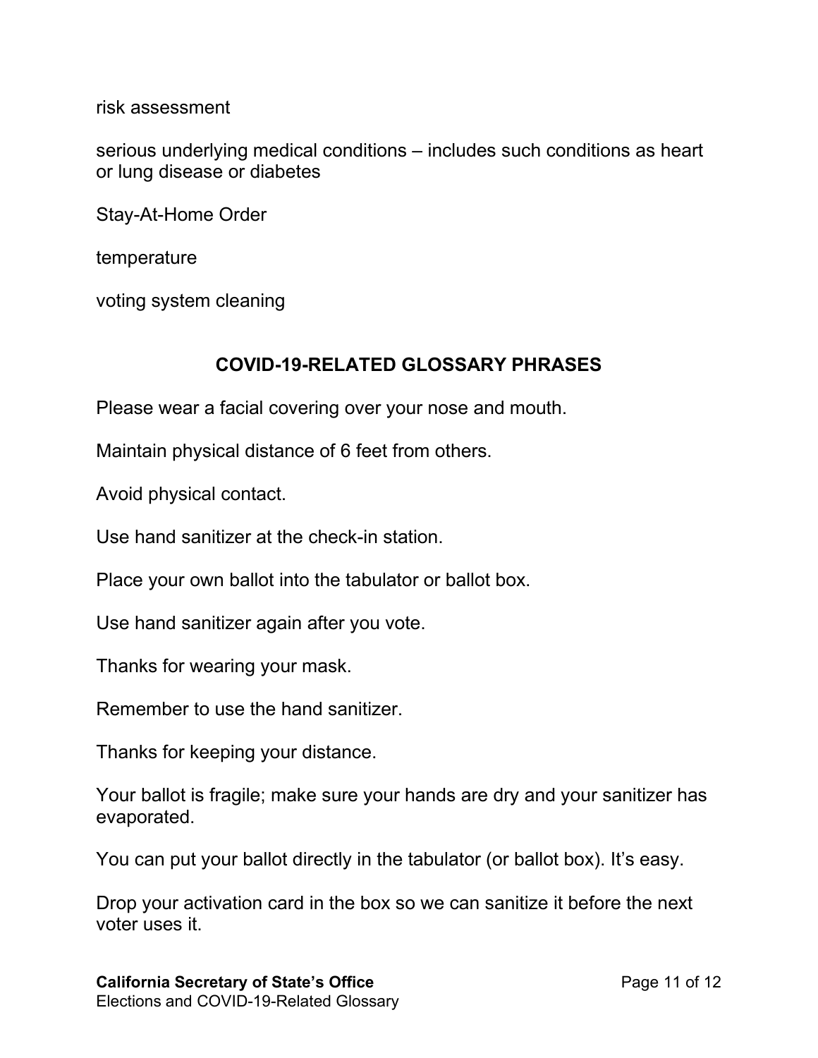risk assessment

serious underlying medical conditions – includes such conditions as heart or lung disease or diabetes

Stay-At-Home Order

temperature

voting system cleaning

## COVID-19-RELATED GLOSSARY PHRASES

Please wear a facial covering over your nose and mouth.

Maintain physical distance of 6 feet from others.

Avoid physical contact.

Use hand sanitizer at the check-in station.

Place your own ballot into the tabulator or ballot box.

Use hand sanitizer again after you vote.

Thanks for wearing your mask.

Remember to use the hand sanitizer.

Thanks for keeping your distance.

Your ballot is fragile; make sure your hands are dry and your sanitizer has evaporated.

You can put your ballot directly in the tabulator (or ballot box). It's easy.

Drop your activation card in the box so we can sanitize it before the next voter uses it.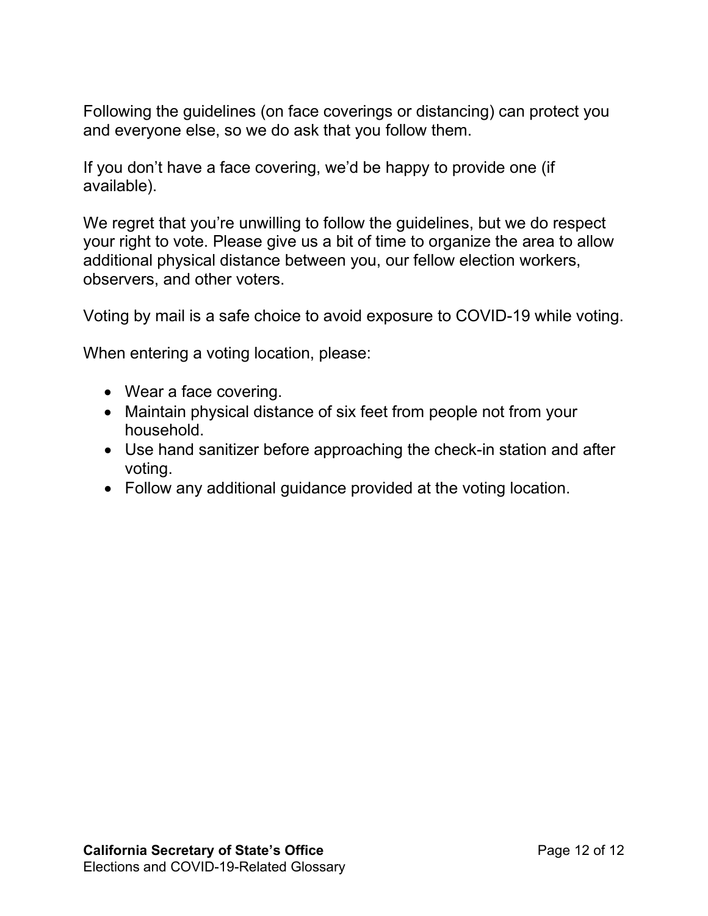Following the guidelines (on face coverings or distancing) can protect you and everyone else, so we do ask that you follow them.

If you don't have a face covering, we'd be happy to provide one (if available).

We regret that you're unwilling to follow the guidelines, but we do respect your right to vote. Please give us a bit of time to organize the area to allow additional physical distance between you, our fellow election workers, observers, and other voters.

Voting by mail is a safe choice to avoid exposure to COVID-19 while voting.

When entering a voting location, please:

- Wear a face covering.
- Maintain physical distance of six feet from people not from your household.
- Use hand sanitizer before approaching the check-in station and after voting.
- Follow any additional guidance provided at the voting location.